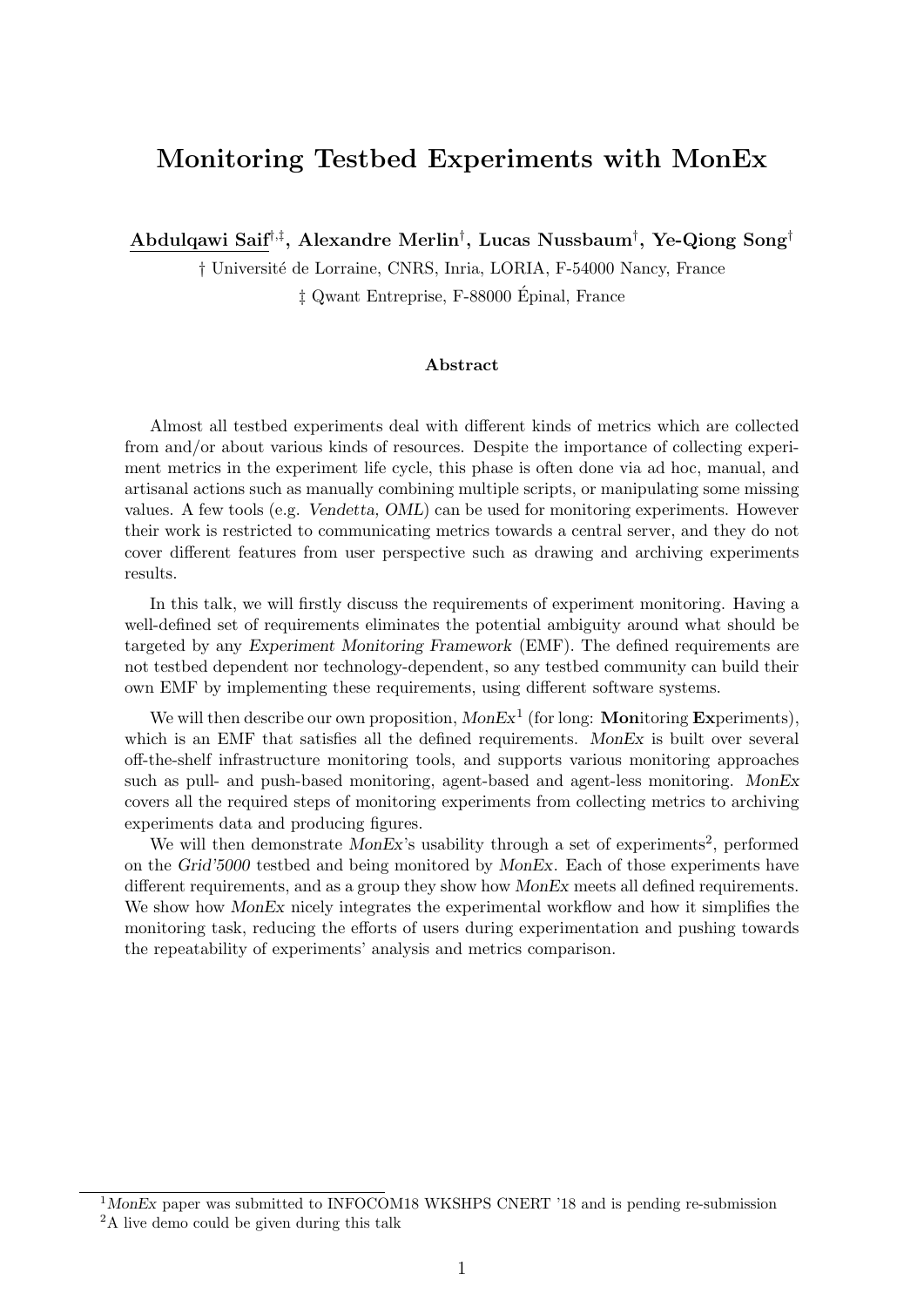# Monitoring Testbed Experiments with MonEx

**Abdulqawi Saif**[†,‡], **Alexandre Merlin**[†], **Lucas Nussbaum**[†], **Ye-Qiong Song**[†]

† Université de Lorraine, CNRS, Inria, LORIA, F-54000 Nancy, France

‡ Qwant Entreprise, F-88000 Épinal, France

### Abstract

Almost all testbed experiments deal with different kinds of metrics which are collected from and/or about various kinds of resources. Despite the importance of collecting experiment metrics in the experiment life cycle, this phase is often done via ad hoc, manual, and artisanal actions such as manually combining multiple scripts, or manipulating some missing values. A few tools (e.g. *Vendetta*, *OML*) can be used for monitoring experiments. However their work is restricted to communicating metrics towards a central server, and they do not cover different features from user perspective such as drawing and archiving experiments results.

In this talk, we will firstly discuss the requirements of experiment monitoring. Having a well-defined set of requirements eliminates the potential ambiguity around what should be targeted by any *Experiment Monitoring Framework* (EMF). The defined requirements are not testbed dependent nor technology-dependent, so any testbed community can build their own EMF by implementing these requirements, using different software systems.

We will then describe our own proposition, *MonEx*[1] (for long: **Mon**itoring **Ex**periments), which is an EMF that satisfies all the defined requirements. *MonEx* is built over several off-the-shelf infrastructure monitoring tools, and supports various monitoring approaches such as pull- and push-based monitoring, agent-based and agent-less monitoring. *MonEx* covers all the required steps of monitoring experiments from collecting metrics to archiving experiments data and producing figures.

We will then demonstrate *MonEx*'s usability through a set of experiments[2], performed on the *Grid'5000* testbed and being monitored by *MonEx*. Each of those experiments have different requirements, and as a group they show how *MonEx* meets all defined requirements. We show how *MonEx* nicely integrates the experimental workflow and how it simplifies the monitoring task, reducing the efforts of users during experimentation and pushing towards the repeatability of experiments' analysis and metrics comparison.

---

[1] *MonEx* paper was submitted to INFOCOM18 WKSHPS CNERT '18 and is pending re-submission

[2] A live demo could be given during this talk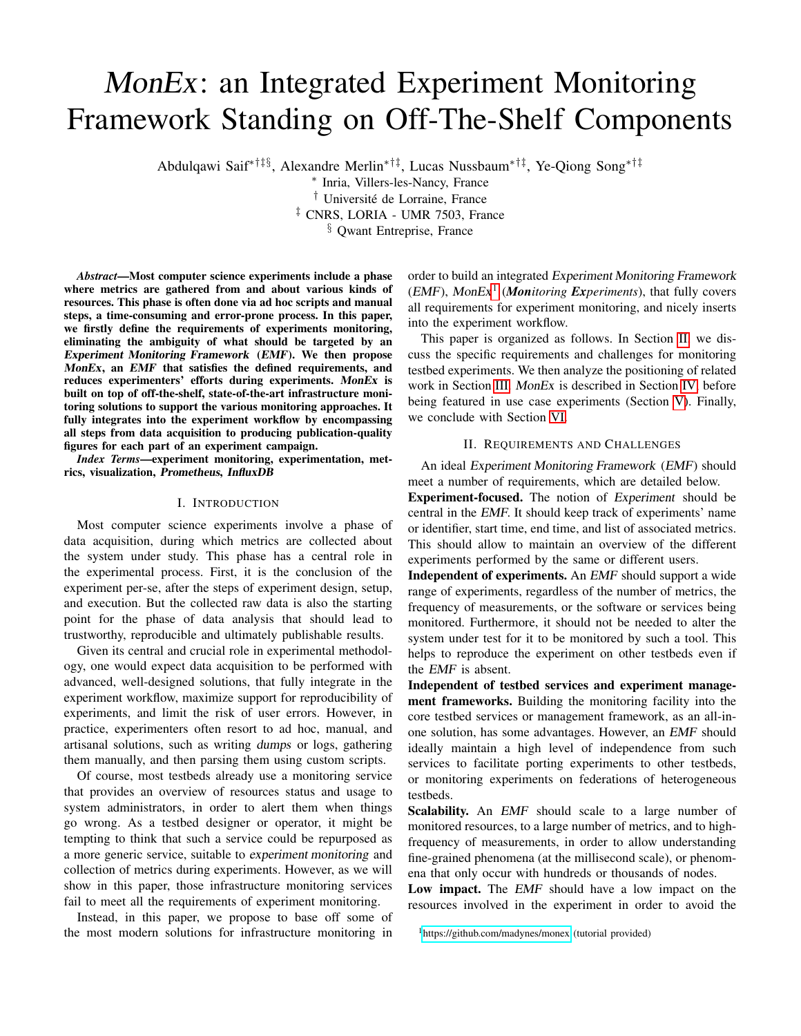# *MonEx*: an Integrated Experiment Monitoring Framework Standing on Off-The-Shelf Components

Abdulqawi Saif[*†‡§], Alexandre Merlin[*†‡], Lucas Nussbaum[*†‡], Ye-Qiong Song[*†‡]

[*] Inria, Villers-les-Nancy, France

[†] Université de Lorraine, France

[‡] CNRS, LORIA - UMR 7503, France

[§] Qwant Entreprise, France

***Abstract*—Most computer science experiments include a phase where metrics are gathered from and about various kinds of resources. This phase is often done via ad hoc scripts and manual steps, a time-consuming and error-prone process. In this paper, we firstly define the requirements of experiments monitoring, eliminating the ambiguity of what should be targeted by an *Experiment Monitoring Framework* (*EMF*). We then propose *MonEx*, an *EMF* that satisfies the defined requirements, and reduces experimenters' efforts during experiments. *MonEx* is built on top of off-the-shelf, state-of-the-art infrastructure monitoring solutions to support the various monitoring approaches. It fully integrates into the experiment workflow by encompassing all steps from data acquisition to producing publication-quality figures for each part of an experiment campaign.**

***Index Terms*—experiment monitoring, experimentation, metrics, visualization, *Prometheus*, *InfluxDB***

## I. Introduction

Most computer science experiments involve a phase of data acquisition, during which metrics are collected about the system under study. This phase has a central role in the experimental process. First, it is the conclusion of the experiment per-se, after the steps of experiment design, setup, and execution. But the collected raw data is also the starting point for the phase of data analysis that should lead to trustworthy, reproducible and ultimately publishable results.

Given its central and crucial role in experimental methodology, one would expect data acquisition to be performed with advanced, well-designed solutions, that fully integrate in the experiment workflow, maximize support for reproducibility of experiments, and limit the risk of user errors. However, in practice, experimenters often resort to ad hoc, manual, and artisanal solutions, such as writing *dumps* or logs, gathering them manually, and then parsing them using custom scripts.

Of course, most testbeds already use a monitoring service that provides an overview of resources status and usage to system administrators, in order to alert them when things go wrong. As a testbed designer or operator, it might be tempting to think that such a service could be repurposed as a more generic service, suitable to *experiment monitoring* and collection of metrics during experiments. However, as we will show in this paper, those infrastructure monitoring services fail to meet all the requirements of experiment monitoring.

Instead, in this paper, we propose to base off some of the most modern solutions for infrastructure monitoring in order to build an integrated *Experiment Monitoring Framework* (*EMF*), *MonEx*[1] (***Mon**itoring **Ex**periments*), that fully covers all requirements for experiment monitoring, and nicely inserts into the experiment workflow.

This paper is organized as follows. In Section II, we discuss the specific requirements and challenges for monitoring testbed experiments. We then analyze the positioning of related work in Section III. *MonEx* is described in Section IV, before being featured in use case experiments (Section V). Finally, we conclude with Section VI.

## II. Requirements and Challenges

An ideal *Experiment Monitoring Framework* (*EMF*) should meet a number of requirements, which are detailed below.

**Experiment-focused.** The notion of *Experiment* should be central in the *EMF*. It should keep track of experiments' name or identifier, start time, end time, and list of associated metrics. This should allow to maintain an overview of the different experiments performed by the same or different users.

**Independent of experiments.** An *EMF* should support a wide range of experiments, regardless of the number of metrics, the frequency of measurements, or the software or services being monitored. Furthermore, it should not be needed to alter the system under test for it to be monitored by such a tool. This helps to reproduce the experiment on other testbeds even if the *EMF* is absent.

**Independent of testbed services and experiment management frameworks.** Building the monitoring facility into the core testbed services or management framework, as an all-in-one solution, has some advantages. However, an *EMF* should ideally maintain a high level of independence from such services to facilitate porting experiments to other testbeds, or monitoring experiments on federations of heterogeneous testbeds.

**Scalability.** An *EMF* should scale to a large number of monitored resources, to a large number of metrics, and to high-frequency of measurements, in order to allow understanding fine-grained phenomena (at the millisecond scale), or phenomena that only occur with hundreds or thousands of nodes.

**Low impact.** The *EMF* should have a low impact on the resources involved in the experiment in order to avoid the

[1] https://github.com/madynes/monex (tutorial provided)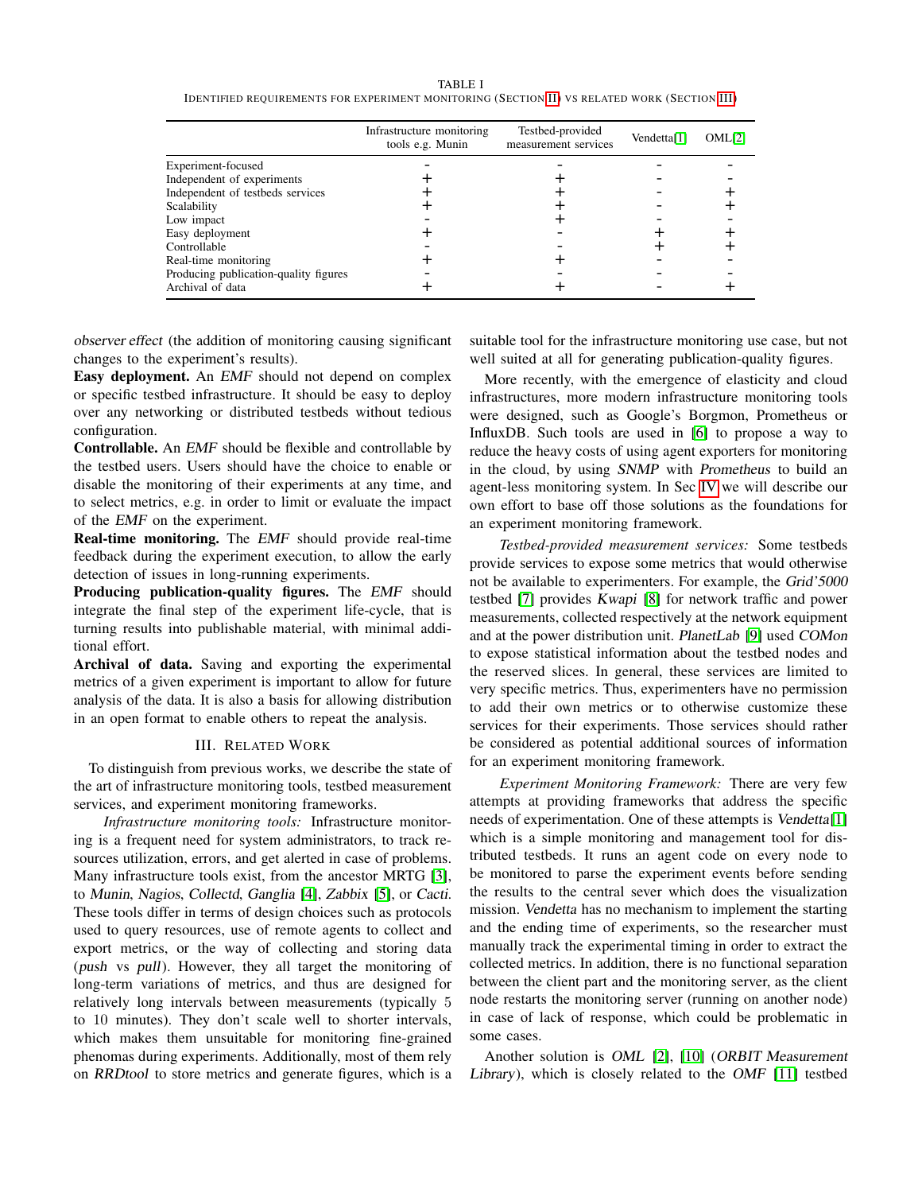TABLE I
IDENTIFIED REQUIREMENTS FOR EXPERIMENT MONITORING (SECTION II) VS RELATED WORK (SECTION III)

| | Infrastructure monitoring tools e.g. Munin | Testbed-provided measurement services | Vendetta[1] | OML[2] |
|---|---|---|---|---|
| Experiment-focused | - | - | - | - |
| Independent of experiments | + | + | - | - |
| Independent of testbeds services | + | + | - | + |
| Scalability | + | + | - | + |
| Low impact | - | + | - | - |
| Easy deployment | + | - | + | + |
| Controllable | - | - | + | + |
| Real-time monitoring | + | + | - | - |
| Producing publication-quality figures | - | - | - | - |
| Archival of data | + | + | - | + |

*observer effect* (the addition of monitoring causing significant changes to the experiment's results).

**Easy deployment.** An *EMF* should not depend on complex or specific testbed infrastructure. It should be easy to deploy over any networking or distributed testbeds without tedious configuration.

**Controllable.** An *EMF* should be flexible and controllable by the testbed users. Users should have the choice to enable or disable the monitoring of their experiments at any time, and to select metrics, e.g. in order to limit or evaluate the impact of the *EMF* on the experiment.

**Real-time monitoring.** The *EMF* should provide real-time feedback during the experiment execution, to allow the early detection of issues in long-running experiments.

**Producing publication-quality figures.** The *EMF* should integrate the final step of the experiment life-cycle, that is turning results into publishable material, with minimal additional effort.

**Archival of data.** Saving and exporting the experimental metrics of a given experiment is important to allow for future analysis of the data. It is also a basis for allowing distribution in an open format to enable others to repeat the analysis.

## III. Related Work

To distinguish from previous works, we describe the state of the art of infrastructure monitoring tools, testbed measurement services, and experiment monitoring frameworks.

*Infrastructure monitoring tools:* Infrastructure monitoring is a frequent need for system administrators, to track resources utilization, errors, and get alerted in case of problems. Many infrastructure tools exist, from the ancestor MRTG [3], to *Munin*, *Nagios*, *Collectd*, *Ganglia* [4], *Zabbix* [5], or *Cacti*. These tools differ in terms of design choices such as protocols used to query resources, use of remote agents to collect and export metrics, or the way of collecting and storing data (*push* vs *pull*). However, they all target the monitoring of long-term variations of metrics, and thus are designed for relatively long intervals between measurements (typically 5 to 10 minutes). They don't scale well to shorter intervals, which makes them unsuitable for monitoring fine-grained phenomas during experiments. Additionally, most of them rely on *RRDtool* to store metrics and generate figures, which is a suitable tool for the infrastructure monitoring use case, but not well suited at all for generating publication-quality figures.

More recently, with the emergence of elasticity and cloud infrastructures, more modern infrastructure monitoring tools were designed, such as Google's Borgmon, Prometheus or InfluxDB. Such tools are used in [6] to propose a way to reduce the heavy costs of using agent exporters for monitoring in the cloud, by using *SNMP* with *Prometheus* to build an agent-less monitoring system. In Sec IV we will describe our own effort to base off those solutions as the foundations for an experiment monitoring framework.

*Testbed-provided measurement services:* Some testbeds provide services to expose some metrics that would otherwise not be available to experimenters. For example, the *Grid'5000* testbed [7] provides *Kwapi* [8] for network traffic and power measurements, collected respectively at the network equipment and at the power distribution unit. *PlanetLab* [9] used *COMon* to expose statistical information about the testbed nodes and the reserved slices. In general, these services are limited to very specific metrics. Thus, experimenters have no permission to add their own metrics or to otherwise customize these services for their experiments. Those services should rather be considered as potential additional sources of information for an experiment monitoring framework.

*Experiment Monitoring Framework:* There are very few attempts at providing frameworks that address the specific needs of experimentation. One of these attempts is *Vendetta*[1] which is a simple monitoring and management tool for distributed testbeds. It runs an agent code on every node to be monitored to parse the experiment events before sending the results to the central sever which does the visualization mission. *Vendetta* has no mechanism to implement the starting and the ending time of experiments, so the researcher must manually track the experimental timing in order to extract the collected metrics. In addition, there is no functional separation between the client part and the monitoring server, as the client node restarts the monitoring server (running on another node) in case of lack of response, which could be problematic in some cases.

Another solution is *OML* [2], [10] (*ORBIT Measurement Library*), which is closely related to the *OMF* [11] testbed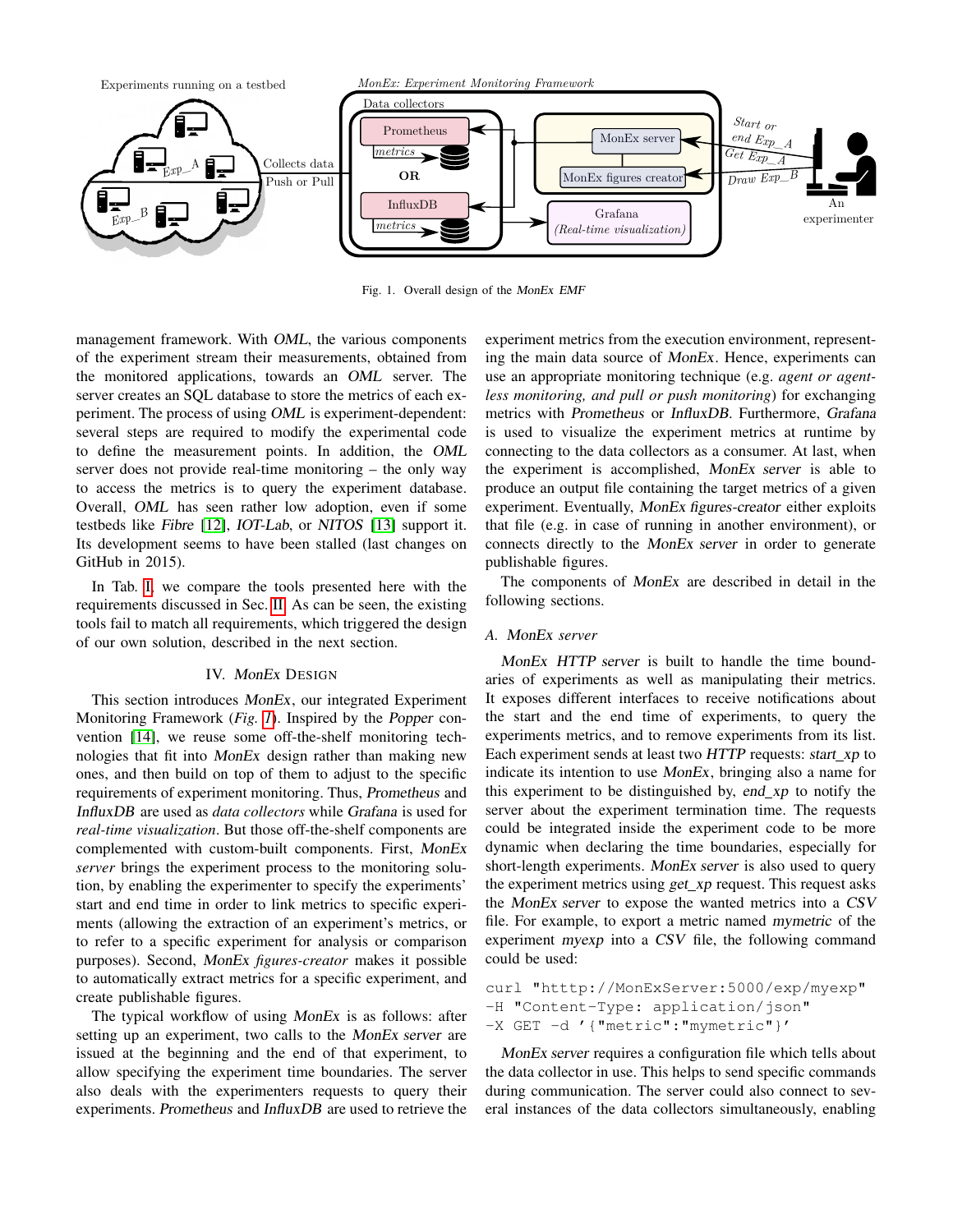Fig. 1. Overall design of the *MonEx EMF*

management framework. With *OML*, the various components of the experiment stream their measurements, obtained from the monitored applications, towards an *OML* server. The server creates an SQL database to store the metrics of each experiment. The process of using *OML* is experiment-dependent: several steps are required to modify the experimental code to define the measurement points. In addition, the *OML* server does not provide real-time monitoring – the only way to access the metrics is to query the experiment database. Overall, *OML* has seen rather low adoption, even if some testbeds like *Fibre* [12], *IOT-Lab*, or *NITOS* [13] support it. Its development seems to have been stalled (last changes on GitHub in 2015).

In Tab. I, we compare the tools presented here with the requirements discussed in Sec. II. As can be seen, the existing tools fail to match all requirements, which triggered the design of our own solution, described in the next section.

## IV. *MonEx* Design

This section introduces *MonEx*, our integrated Experiment Monitoring Framework (*Fig. 1*). Inspired by the *Popper* convention [14], we reuse some off-the-shelf monitoring technologies that fit into *MonEx* design rather than making new ones, and then build on top of them to adjust to the specific requirements of experiment monitoring. Thus, *Prometheus* and *InfluxDB* are used as *data collectors* while *Grafana* is used for *real-time visualization*. But those off-the-shelf components are complemented with custom-built components. First, *MonEx server* brings the experiment process to the monitoring solution, by enabling the experimenter to specify the experiments' start and end time in order to link metrics to specific experiments (allowing the extraction of an experiment's metrics, or to refer to a specific experiment for analysis or comparison purposes). Second, *MonEx figures-creator* makes it possible to automatically extract metrics for a specific experiment, and create publishable figures.

The typical workflow of using *MonEx* is as follows: after setting up an experiment, two calls to the *MonEx server* are issued at the beginning and the end of that experiment, to allow specifying the experiment time boundaries. The server also deals with the experimenters requests to query their experiments. *Prometheus* and *InfluxDB* are used to retrieve the experiment metrics from the execution environment, representing the main data source of *MonEx*. Hence, experiments can use an appropriate monitoring technique (e.g. *agent or agent-less monitoring, and pull or push monitoring*) for exchanging metrics with *Prometheus* or *InfluxDB*. Furthermore, *Grafana* is used to visualize the experiment metrics at runtime by connecting to the data collectors as a consumer. At last, when the experiment is accomplished, *MonEx server* is able to produce an output file containing the target metrics of a given experiment. Eventually, *MonEx figures-creator* either exploits that file (e.g. in case of running in another environment), or connects directly to the *MonEx server* in order to generate publishable figures.

The components of *MonEx* are described in detail in the following sections.

### A. *MonEx server*

*MonEx HTTP server* is built to handle the time boundaries of experiments as well as manipulating their metrics. It exposes different interfaces to receive notifications about the start and the end time of experiments, to query the experiments metrics, and to remove experiments from its list. Each experiment sends at least two *HTTP* requests: *start_xp* to indicate its intention to use *MonEx*, bringing also a name for this experiment to be distinguished by, *end_xp* to notify the server about the experiment termination time. The requests could be integrated inside the experiment code to be more dynamic when declaring the time boundaries, especially for short-length experiments. *MonEx server* is also used to query the experiment metrics using *get_xp* request. This request asks the *MonEx server* to expose the wanted metrics into a *CSV* file. For example, to export a metric named *mymetric* of the experiment *myexp* into a *CSV* file, the following command could be used:

```
curl "htttp://MonExServer:5000/exp/myexp"
-H "Content-Type: application/json"
-X GET -d '{"metric":"mymetric"}'
```

*MonEx server* requires a configuration file which tells about the data collector in use. This helps to send specific commands during communication. The server could also connect to several instances of the data collectors simultaneously, enabling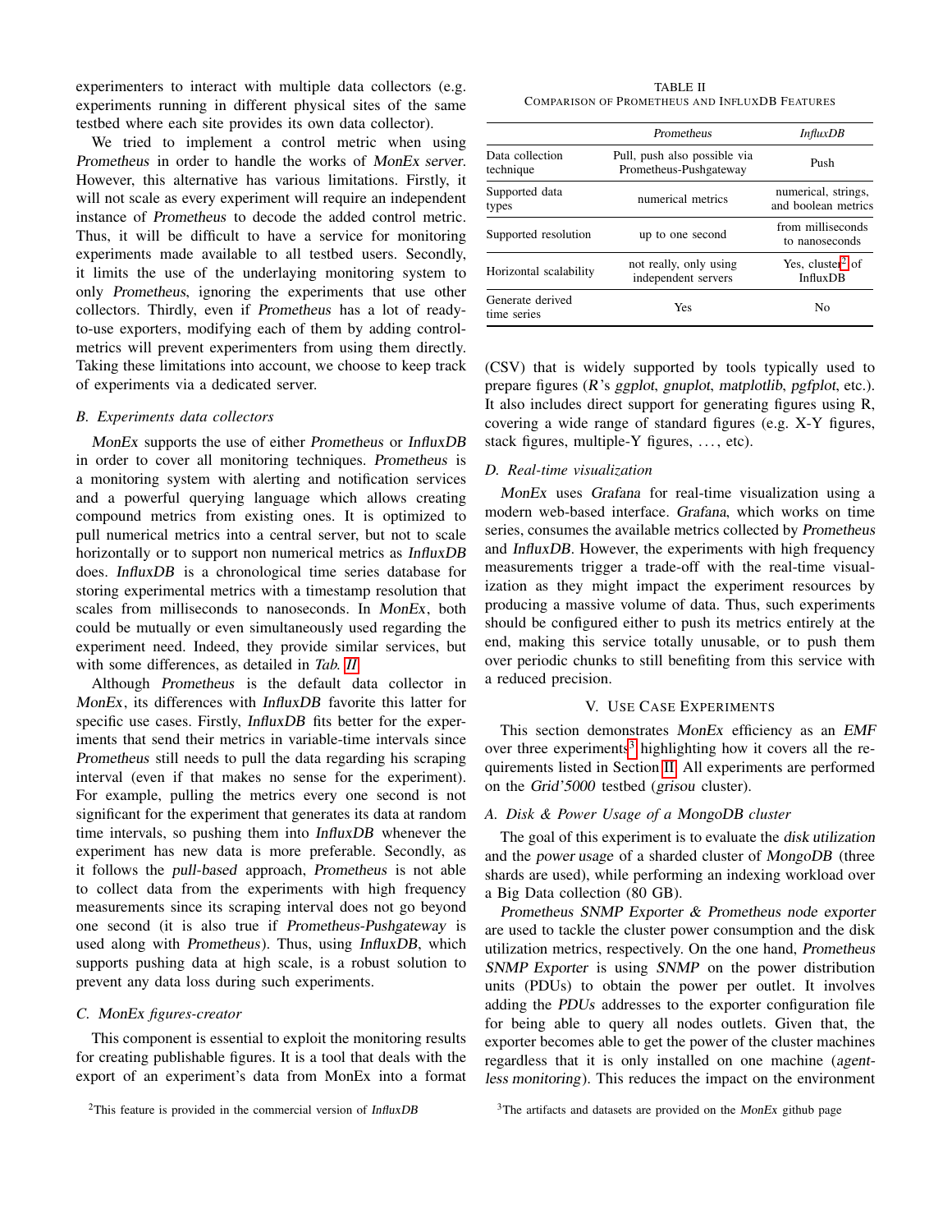experimenters to interact with multiple data collectors (e.g. experiments running in different physical sites of the same testbed where each site provides its own data collector).

We tried to implement a control metric when using *Prometheus* in order to handle the works of *MonEx server*. However, this alternative has various limitations. Firstly, it will not scale as every experiment will require an independent instance of *Prometheus* to decode the added control metric. Thus, it will be difficult to have a service for monitoring experiments made available to all testbed users. Secondly, it limits the use of the underlaying monitoring system to only *Prometheus*, ignoring the experiments that use other collectors. Thirdly, even if *Prometheus* has a lot of ready-to-use exporters, modifying each of them by adding control-metrics will prevent experimenters from using them directly. Taking these limitations into account, we choose to keep track of experiments via a dedicated server.

### B. Experiments data collectors

*MonEx* supports the use of either *Prometheus* or *InfluxDB* in order to cover all monitoring techniques. *Prometheus* is a monitoring system with alerting and notification services and a powerful querying language which allows creating compound metrics from existing ones. It is optimized to pull numerical metrics into a central server, but not to scale horizontally or to support non numerical metrics as *InfluxDB* does. *InfluxDB* is a chronological time series database for storing experimental metrics with a timestamp resolution that scales from milliseconds to nanoseconds. In *MonEx*, both could be mutually or even simultaneously used regarding the experiment need. Indeed, they provide similar services, but with some differences, as detailed in *Tab. II*.

TABLE II
COMPARISON OF PROMETHEUS AND INFLUXDB FEATURES

| | *Prometheus* | *InfluxDB* |
|---|---|---|
| Data collection technique | Pull, push also possible via Prometheus-Pushgateway | Push |
| Supported data types | numerical metrics | numerical, strings, and boolean metrics |
| Supported resolution | up to one second | from milliseconds to nanoseconds |
| Horizontal scalability | not really, only using independent servers | Yes, cluster[2] of InfluxDB |
| Generate derived time series | Yes | No |

Although *Prometheus* is the default data collector in *MonEx*, its differences with *InfluxDB* favorite this latter for specific use cases. Firstly, *InfluxDB* fits better for the experiments that send their metrics in variable-time intervals since *Prometheus* still needs to pull the data regarding his scraping interval (even if that makes no sense for the experiment). For example, pulling the metrics every one second is not significant for the experiment that generates its data at random time intervals, so pushing them into *InfluxDB* whenever the experiment has new data is more preferable. Secondly, as it follows the *pull-based* approach, *Prometheus* is not able to collect data from the experiments with high frequency measurements since its scraping interval does not go beyond one second (it is also true if *Prometheus-Pushgateway* is used along with *Prometheus*). Thus, using *InfluxDB*, which supports pushing data at high scale, is a robust solution to prevent any data loss during such experiments.

### C. *MonEx figures-creator*

This component is essential to exploit the monitoring results for creating publishable figures. It is a tool that deals with the export of an experiment's data from MonEx into a format (CSV) that is widely supported by tools typically used to prepare figures (*R*'s *ggplot*, *gnuplot*, *matplotlib*, *pgfplot*, etc.). It also includes direct support for generating figures using R, covering a wide range of standard figures (e.g. X-Y figures, stack figures, multiple-Y figures, ..., etc).

### D. Real-time visualization

*MonEx* uses *Grafana* for real-time visualization using a modern web-based interface. *Grafana*, which works on time series, consumes the available metrics collected by *Prometheus* and *InfluxDB*. However, the experiments with high frequency measurements trigger a trade-off with the real-time visualization as they might impact the experiment resources by producing a massive volume of data. Thus, such experiments should be configured either to push its metrics entirely at the end, making this service totally unusable, or to push them over periodic chunks to still benefiting from this service with a reduced precision.

## V. USE CASE EXPERIMENTS

This section demonstrates *MonEx* efficiency as an *EMF* over three experiments[3] highlighting how it covers all the requirements listed in Section II. All experiments are performed on the *Grid'5000* testbed (*grisou* cluster).

### A. Disk & Power Usage of a MongoDB cluster

The goal of this experiment is to evaluate the *disk utilization* and the *power usage* of a sharded cluster of *MongoDB* (three shards are used), while performing an indexing workload over a Big Data collection (80 GB).

*Prometheus SNMP Exporter & Prometheus node exporter* are used to tackle the cluster power consumption and the disk utilization metrics, respectively. On the one hand, *Prometheus SNMP Exporter* is using *SNMP* on the power distribution units (PDUs) to obtain the power per outlet. It involves adding the *PDUs* addresses to the exporter configuration file for being able to query all nodes outlets. Given that, the exporter becomes able to get the power of the cluster machines regardless that it is only installed on one machine (*agent-less monitoring*). This reduces the impact on the environment

[2] This feature is provided in the commercial version of *InfluxDB*

[3] The artifacts and datasets are provided on the *MonEx* github page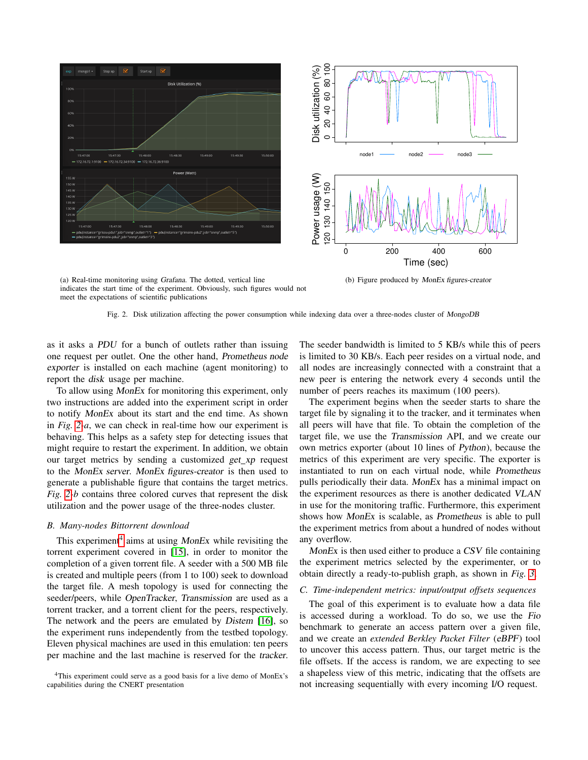(a) Real-time monitoring using *Grafana*. The dotted, vertical line indicates the start time of the experiment. Obviously, such figures would not meet the expectations of scientific publications

(b) Figure produced by *MonEx figures-creator*

Fig. 2. Disk utilization affecting the power consumption while indexing data over a three-nodes cluster of *MongoDB*

as it asks a *PDU* for a bunch of outlets rather than issuing one request per outlet. One the other hand, *Prometheus node exporter* is installed on each machine (agent monitoring) to report the *disk* usage per machine.

To allow using *MonEx* for monitoring this experiment, only two instructions are added into the experiment script in order to notify *MonEx* about its start and the end time. As shown in *Fig. 2-a*, we can check in real-time how our experiment is behaving. This helps as a safety step for detecting issues that might require to restart the experiment. In addition, we obtain our target metrics by sending a customized *get_xp* request to the *MonEx server*. *MonEx figures-creator* is then used to generate a publishable figure that contains the target metrics. *Fig. 2-b* contains three colored curves that represent the disk utilization and the power usage of the three-nodes cluster.

### B. Many-nodes Bittorrent download

This experiment[4] aims at using *MonEx* while revisiting the torrent experiment covered in [15], in order to monitor the completion of a given torrent file. A seeder with a 500 MB file is created and multiple peers (from 1 to 100) seek to download the target file. A mesh topology is used for connecting the seeder/peers, while *OpenTracker*, *Transmission* are used as a torrent tracker, and a torrent client for the peers, respectively. The network and the peers are emulated by *Distem* [16], so the experiment runs independently from the testbed topology. Eleven physical machines are used in this emulation: ten peers per machine and the last machine is reserved for the *tracker*. The seeder bandwidth is limited to 5 KB/s while this of peers is limited to 30 KB/s. Each peer resides on a virtual node, and all nodes are increasingly connected with a constraint that a new peer is entering the network every 4 seconds until the number of peers reaches its maximum (100 peers).

The experiment begins when the seeder starts to share the target file by signaling it to the tracker, and it terminates when all peers will have that file. To obtain the completion of the target file, we use the *Transmission* API, and we create our own metrics exporter (about 10 lines of *Python*), because the metrics of this experiment are very specific. The exporter is instantiated to run on each virtual node, while *Prometheus* pulls periodically their data. *MonEx* has a minimal impact on the experiment resources as there is another dedicated *VLAN* in use for the monitoring traffic. Furthermore, this experiment shows how *MonEx* is scalable, as *Prometheus* is able to pull the experiment metrics from about a hundred of nodes without any overflow.

*MonEx* is then used either to produce a *CSV* file containing the experiment metrics selected by the experimenter, or to obtain directly a ready-to-publish graph, as shown in *Fig. 3*.

### C. Time-independent metrics: input/output offsets sequences

The goal of this experiment is to evaluate how a data file is accessed during a workload. To do so, we use the *Fio* benchmark to generate an access pattern over a given file, and we create an *extended Berkley Packet Filter* (*eBPF*) tool to uncover this access pattern. Thus, our target metric is the file offsets. If the access is random, we are expecting to see a shapeless view of this metric, indicating that the offsets are not increasing sequentially with every incoming I/O request.

[4] This experiment could serve as a good basis for a live demo of MonEx's capabilities during the CNERT presentation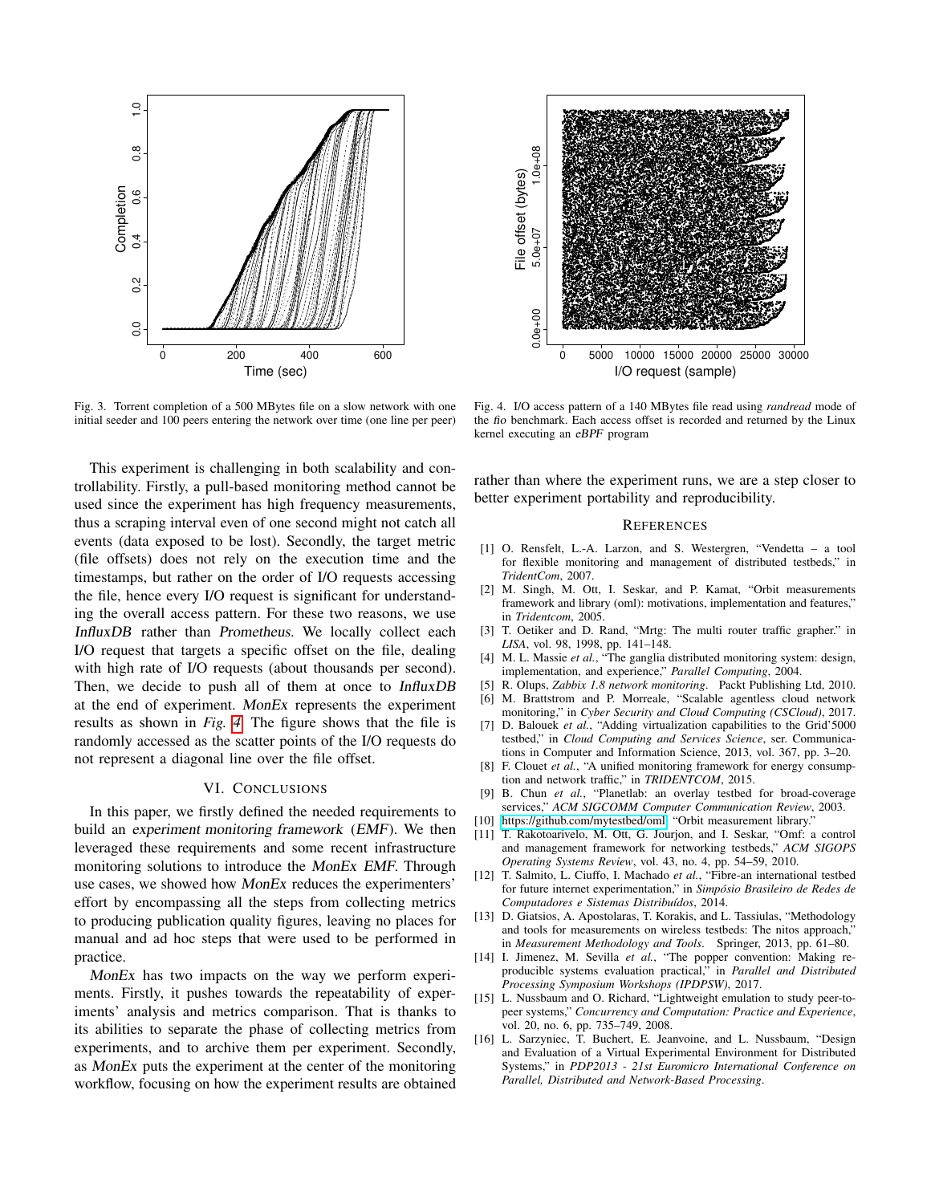Completion
1.0
0.8
0.6
0.4
0.2
0.0
0 200 400 600
Time (sec)

Fig. 3. Torrent completion of a 500 MBytes file on a slow network with one initial seeder and 100 peers entering the network over time (one line per peer)

File offset (bytes)
1.0e+08
5.0e+07
0.0e+00
0 5000 10000 15000 20000 25000 30000
I/O request (sample)

Fig. 4. I/O access pattern of a 140 MBytes file read using *randread* mode of the *fio* benchmark. Each access offset is recorded and returned by the Linux kernel executing an *eBPF* program

This experiment is challenging in both scalability and controllability. Firstly, a pull-based monitoring method cannot be used since the experiment has high frequency measurements, thus a scraping interval even of one second might not catch all events (data exposed to be lost). Secondly, the target metric (file offsets) does not rely on the execution time and the timestamps, but rather on the order of I/O requests accessing the file, hence every I/O request is significant for understanding the overall access pattern. For these two reasons, we use *InfluxDB* rather than *Prometheus*. We locally collect each I/O request that targets a specific offset on the file, dealing with high rate of I/O requests (about thousands per second). Then, we decide to push all of them at once to *InfluxDB* at the end of experiment. *MonEx* represents the experiment results as shown in *Fig. 4*. The figure shows that the file is randomly accessed as the scatter points of the I/O requests do not represent a diagonal line over the file offset.

## VI. Conclusions

In this paper, we firstly defined the needed requirements to build an *experiment monitoring framework* (*EMF*). We then leveraged these requirements and some recent infrastructure monitoring solutions to introduce the *MonEx EMF*. Through use cases, we showed how *MonEx* reduces the experimenters' effort by encompassing all the steps from collecting metrics to producing publication quality figures, leaving no places for manual and ad hoc steps that were used to be performed in practice.

*MonEx* has two impacts on the way we perform experiments. Firstly, it pushes towards the repeatability of experiments' analysis and metrics comparison. That is thanks to its abilities to separate the phase of collecting metrics from experiments, and to archive them per experiment. Secondly, as *MonEx* puts the experiment at the center of the monitoring workflow, focusing on how the experiment results are obtained rather than where the experiment runs, we are a step closer to better experiment portability and reproducibility.

## References

[1] O. Rensfelt, L.-A. Larzon, and S. Westergren, "Vendetta – a tool for flexible monitoring and management of distributed testbeds," in *TridentCom*, 2007.

[2] M. Singh, M. Ott, I. Seskar, and P. Kamat, "Orbit measurements framework and library (oml): motivations, implementation and features," in *Tridentcom*, 2005.

[3] T. Oetiker and D. Rand, "Mrtg: The multi router traffic grapher." in *LISA*, vol. 98, 1998, pp. 141–148.

[4] M. L. Massie *et al.*, "The ganglia distributed monitoring system: design, implementation, and experience," *Parallel Computing*, 2004.

[5] R. Olups, *Zabbix 1.8 network monitoring*. Packt Publishing Ltd, 2010.

[6] M. Brattstrom and P. Morreale, "Scalable agentless cloud network monitoring," in *Cyber Security and Cloud Computing (CSCloud)*, 2017.

[7] D. Balouek *et al.*, "Adding virtualization capabilities to the Grid'5000 testbed," in *Cloud Computing and Services Science*, ser. Communications in Computer and Information Science, 2013, vol. 367, pp. 3–20.

[8] F. Clouet *et al.*, "A unified monitoring framework for energy consumption and network traffic," in *TRIDENTCOM*, 2015.

[9] B. Chun *et al.*, "Planetlab: an overlay testbed for broad-coverage services," *ACM SIGCOMM Computer Communication Review*, 2003.

[10] https://github.com/mytestbed/oml, "Orbit measurement library."

[11] T. Rakotoarivelo, M. Ott, G. Jourjon, and I. Seskar, "Omf: a control and management framework for networking testbeds," *ACM SIGOPS Operating Systems Review*, vol. 43, no. 4, pp. 54–59, 2010.

[12] T. Salmito, L. Ciuffo, I. Machado *et al.*, "Fibre-an international testbed for future internet experimentation," in *Simpósio Brasileiro de Redes de Computadores e Sistemas Distribuídos*, 2014.

[13] D. Giatsios, A. Apostolaras, T. Korakis, and L. Tassiulas, "Methodology and tools for measurements on wireless testbeds: The nitos approach," in *Measurement Methodology and Tools*. Springer, 2013, pp. 61–80.

[14] I. Jimenez, M. Sevilla *et al.*, "The popper convention: Making reproducible systems evaluation practical," in *Parallel and Distributed Processing Symposium Workshops (IPDPSW)*, 2017.

[15] L. Nussbaum and O. Richard, "Lightweight emulation to study peer-to-peer systems," *Concurrency and Computation: Practice and Experience*, vol. 20, no. 6, pp. 735–749, 2008.

[16] L. Sarzyniec, T. Buchert, E. Jeanvoine, and L. Nussbaum, "Design and Evaluation of a Virtual Experimental Environment for Distributed Systems," in *PDP2013 - 21st Euromicro International Conference on Parallel, Distributed and Network-Based Processing*.